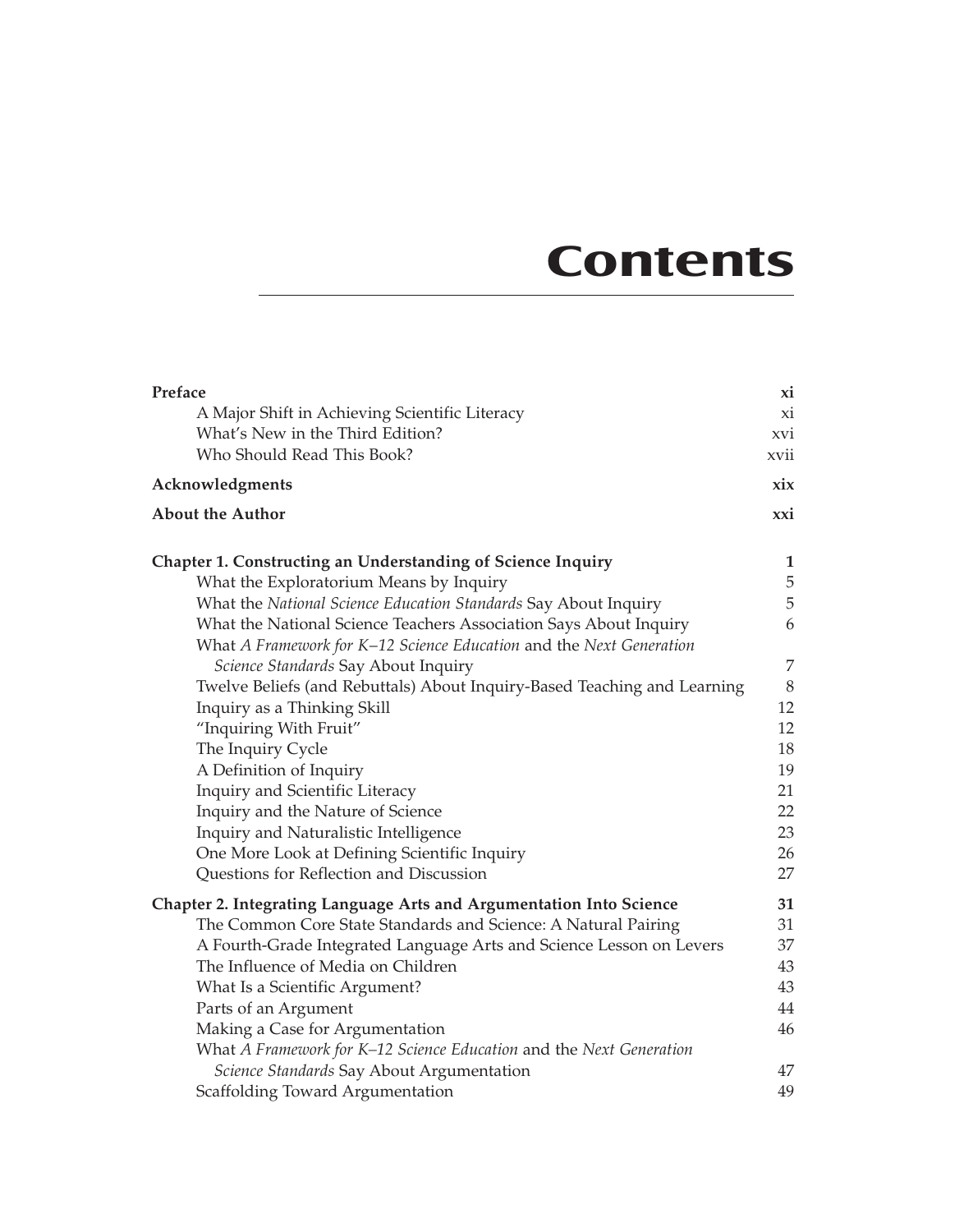# Contents

| | |
|---|---|
| **Preface** | **xi** |
| A Major Shift in Achieving Scientific Literacy | xi |
| What's New in the Third Edition? | xvi |
| Who Should Read This Book? | xvii |
| **Acknowledgments** | **xix** |
| **About the Author** | **xxi** |
| **Chapter 1. Constructing an Understanding of Science Inquiry** | **1** |
| What the Exploratorium Means by Inquiry | 5 |
| What the *National Science Education Standards* Say About Inquiry | 5 |
| What the National Science Teachers Association Says About Inquiry | 6 |
| What *A Framework for K–12 Science Education* and the *Next Generation Science Standards* Say About Inquiry | 7 |
| Twelve Beliefs (and Rebuttals) About Inquiry-Based Teaching and Learning | 8 |
| Inquiry as a Thinking Skill | 12 |
| "Inquiring With Fruit" | 12 |
| The Inquiry Cycle | 18 |
| A Definition of Inquiry | 19 |
| Inquiry and Scientific Literacy | 21 |
| Inquiry and the Nature of Science | 22 |
| Inquiry and Naturalistic Intelligence | 23 |
| One More Look at Defining Scientific Inquiry | 26 |
| Questions for Reflection and Discussion | 27 |
| **Chapter 2. Integrating Language Arts and Argumentation Into Science** | **31** |
| The Common Core State Standards and Science: A Natural Pairing | 31 |
| A Fourth-Grade Integrated Language Arts and Science Lesson on Levers | 37 |
| The Influence of Media on Children | 43 |
| What Is a Scientific Argument? | 43 |
| Parts of an Argument | 44 |
| Making a Case for Argumentation | 46 |
| What *A Framework for K–12 Science Education* and the *Next Generation Science Standards* Say About Argumentation | 47 |
| Scaffolding Toward Argumentation | 49 |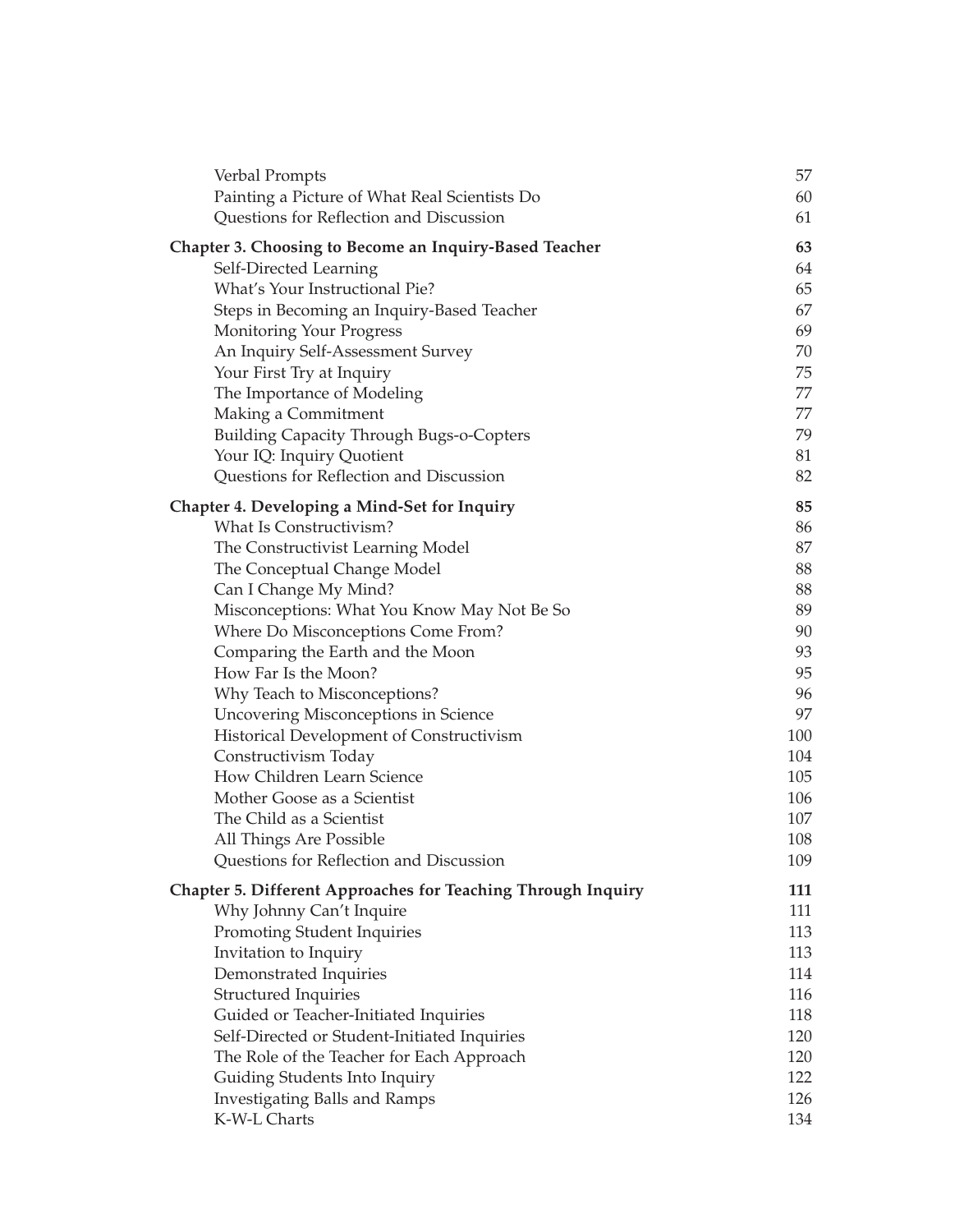| | |
|---|---|
| Verbal Prompts | 57 |
| Painting a Picture of What Real Scientists Do | 60 |
| Questions for Reflection and Discussion | 61 |
| **Chapter 3. Choosing to Become an Inquiry-Based Teacher** | **63** |
| Self-Directed Learning | 64 |
| What's Your Instructional Pie? | 65 |
| Steps in Becoming an Inquiry-Based Teacher | 67 |
| Monitoring Your Progress | 69 |
| An Inquiry Self-Assessment Survey | 70 |
| Your First Try at Inquiry | 75 |
| The Importance of Modeling | 77 |
| Making a Commitment | 77 |
| Building Capacity Through Bugs-o-Copters | 79 |
| Your IQ: Inquiry Quotient | 81 |
| Questions for Reflection and Discussion | 82 |
| **Chapter 4. Developing a Mind-Set for Inquiry** | **85** |
| What Is Constructivism? | 86 |
| The Constructivist Learning Model | 87 |
| The Conceptual Change Model | 88 |
| Can I Change My Mind? | 88 |
| Misconceptions: What You Know May Not Be So | 89 |
| Where Do Misconceptions Come From? | 90 |
| Comparing the Earth and the Moon | 93 |
| How Far Is the Moon? | 95 |
| Why Teach to Misconceptions? | 96 |
| Uncovering Misconceptions in Science | 97 |
| Historical Development of Constructivism | 100 |
| Constructivism Today | 104 |
| How Children Learn Science | 105 |
| Mother Goose as a Scientist | 106 |
| The Child as a Scientist | 107 |
| All Things Are Possible | 108 |
| Questions for Reflection and Discussion | 109 |
| **Chapter 5. Different Approaches for Teaching Through Inquiry** | **111** |
| Why Johnny Can't Inquire | 111 |
| Promoting Student Inquiries | 113 |
| Invitation to Inquiry | 113 |
| Demonstrated Inquiries | 114 |
| Structured Inquiries | 116 |
| Guided or Teacher-Initiated Inquiries | 118 |
| Self-Directed or Student-Initiated Inquiries | 120 |
| The Role of the Teacher for Each Approach | 120 |
| Guiding Students Into Inquiry | 122 |
| Investigating Balls and Ramps | 126 |
| K-W-L Charts | 134 |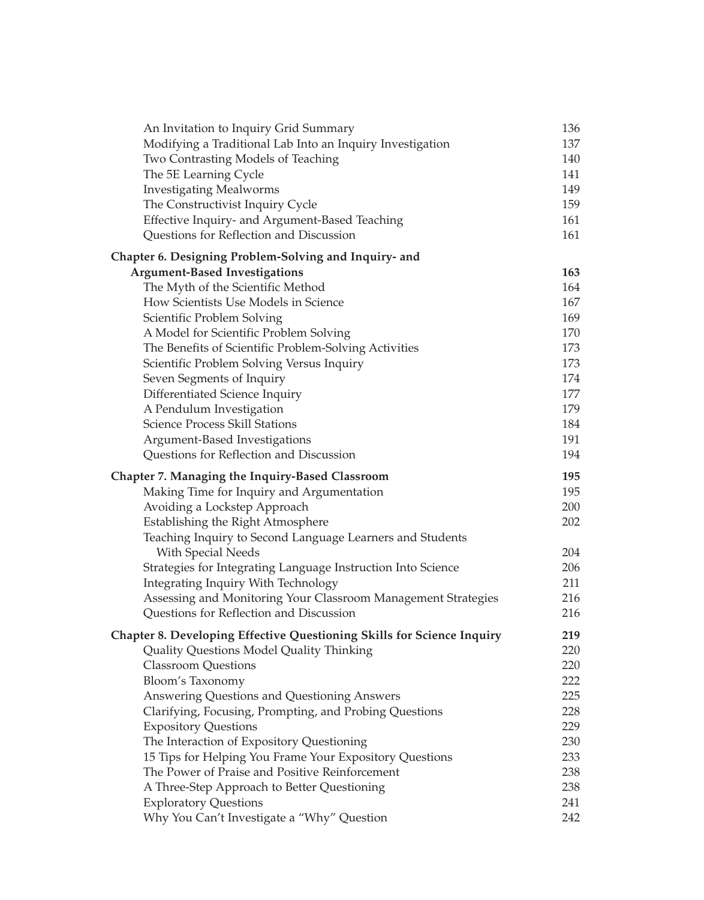| | |
|---|---|
| An Invitation to Inquiry Grid Summary | 136 |
| Modifying a Traditional Lab Into an Inquiry Investigation | 137 |
| Two Contrasting Models of Teaching | 140 |
| The 5E Learning Cycle | 141 |
| Investigating Mealworms | 149 |
| The Constructivist Inquiry Cycle | 159 |
| Effective Inquiry- and Argument-Based Teaching | 161 |
| Questions for Reflection and Discussion | 161 |
| **Chapter 6. Designing Problem-Solving and Inquiry- and Argument-Based Investigations** | **163** |
| The Myth of the Scientific Method | 164 |
| How Scientists Use Models in Science | 167 |
| Scientific Problem Solving | 169 |
| A Model for Scientific Problem Solving | 170 |
| The Benefits of Scientific Problem-Solving Activities | 173 |
| Scientific Problem Solving Versus Inquiry | 173 |
| Seven Segments of Inquiry | 174 |
| Differentiated Science Inquiry | 177 |
| A Pendulum Investigation | 179 |
| Science Process Skill Stations | 184 |
| Argument-Based Investigations | 191 |
| Questions for Reflection and Discussion | 194 |
| **Chapter 7. Managing the Inquiry-Based Classroom** | **195** |
| Making Time for Inquiry and Argumentation | 195 |
| Avoiding a Lockstep Approach | 200 |
| Establishing the Right Atmosphere | 202 |
| Teaching Inquiry to Second Language Learners and Students With Special Needs | 204 |
| Strategies for Integrating Language Instruction Into Science | 206 |
| Integrating Inquiry With Technology | 211 |
| Assessing and Monitoring Your Classroom Management Strategies | 216 |
| Questions for Reflection and Discussion | 216 |
| **Chapter 8. Developing Effective Questioning Skills for Science Inquiry** | **219** |
| Quality Questions Model Quality Thinking | 220 |
| Classroom Questions | 220 |
| Bloom's Taxonomy | 222 |
| Answering Questions and Questioning Answers | 225 |
| Clarifying, Focusing, Prompting, and Probing Questions | 228 |
| Expository Questions | 229 |
| The Interaction of Expository Questioning | 230 |
| 15 Tips for Helping You Frame Your Expository Questions | 233 |
| The Power of Praise and Positive Reinforcement | 238 |
| A Three-Step Approach to Better Questioning | 238 |
| Exploratory Questions | 241 |
| Why You Can't Investigate a "Why" Question | 242 |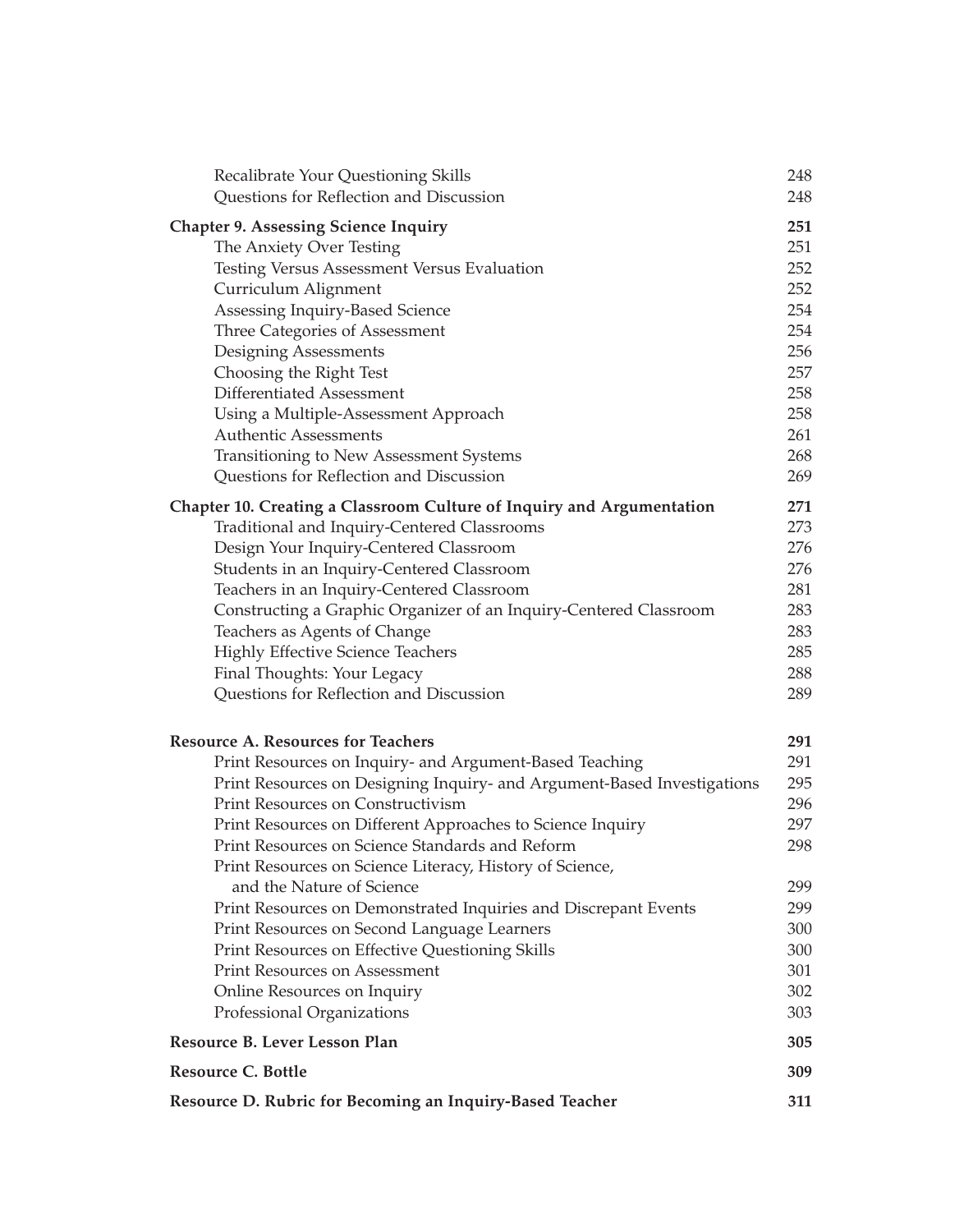| | |
|---|---|
| Recalibrate Your Questioning Skills | 248 |
| Questions for Reflection and Discussion | 248 |
| **Chapter 9. Assessing Science Inquiry** | **251** |
| The Anxiety Over Testing | 251 |
| Testing Versus Assessment Versus Evaluation | 252 |
| Curriculum Alignment | 252 |
| Assessing Inquiry-Based Science | 254 |
| Three Categories of Assessment | 254 |
| Designing Assessments | 256 |
| Choosing the Right Test | 257 |
| Differentiated Assessment | 258 |
| Using a Multiple-Assessment Approach | 258 |
| Authentic Assessments | 261 |
| Transitioning to New Assessment Systems | 268 |
| Questions for Reflection and Discussion | 269 |
| **Chapter 10. Creating a Classroom Culture of Inquiry and Argumentation** | **271** |
| Traditional and Inquiry-Centered Classrooms | 273 |
| Design Your Inquiry-Centered Classroom | 276 |
| Students in an Inquiry-Centered Classroom | 276 |
| Teachers in an Inquiry-Centered Classroom | 281 |
| Constructing a Graphic Organizer of an Inquiry-Centered Classroom | 283 |
| Teachers as Agents of Change | 283 |
| Highly Effective Science Teachers | 285 |
| Final Thoughts: Your Legacy | 288 |
| Questions for Reflection and Discussion | 289 |
| **Resource A. Resources for Teachers** | **291** |
| Print Resources on Inquiry- and Argument-Based Teaching | 291 |
| Print Resources on Designing Inquiry- and Argument-Based Investigations | 295 |
| Print Resources on Constructivism | 296 |
| Print Resources on Different Approaches to Science Inquiry | 297 |
| Print Resources on Science Standards and Reform | 298 |
| Print Resources on Science Literacy, History of Science, and the Nature of Science | 299 |
| Print Resources on Demonstrated Inquiries and Discrepant Events | 299 |
| Print Resources on Second Language Learners | 300 |
| Print Resources on Effective Questioning Skills | 300 |
| Print Resources on Assessment | 301 |
| Online Resources on Inquiry | 302 |
| Professional Organizations | 303 |
| **Resource B. Lever Lesson Plan** | **305** |
| **Resource C. Bottle** | **309** |
| **Resource D. Rubric for Becoming an Inquiry-Based Teacher** | **311** |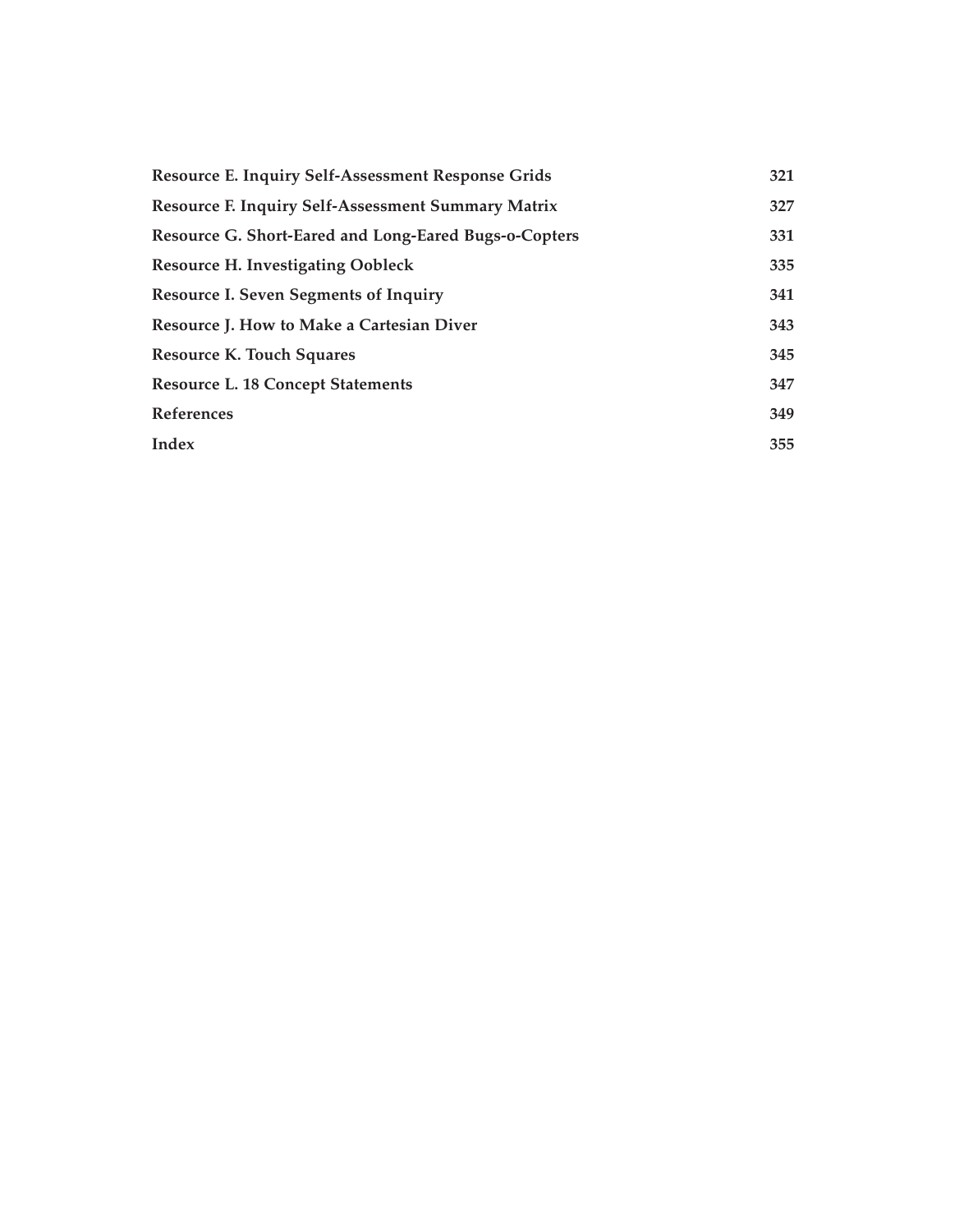| | |
|---|---|
| **Resource E. Inquiry Self-Assessment Response Grids** | **321** |
| **Resource F. Inquiry Self-Assessment Summary Matrix** | **327** |
| **Resource G. Short-Eared and Long-Eared Bugs-o-Copters** | **331** |
| **Resource H. Investigating Oobleck** | **335** |
| **Resource I. Seven Segments of Inquiry** | **341** |
| **Resource J. How to Make a Cartesian Diver** | **343** |
| **Resource K. Touch Squares** | **345** |
| **Resource L. 18 Concept Statements** | **347** |
| **References** | **349** |
| **Index** | **355** |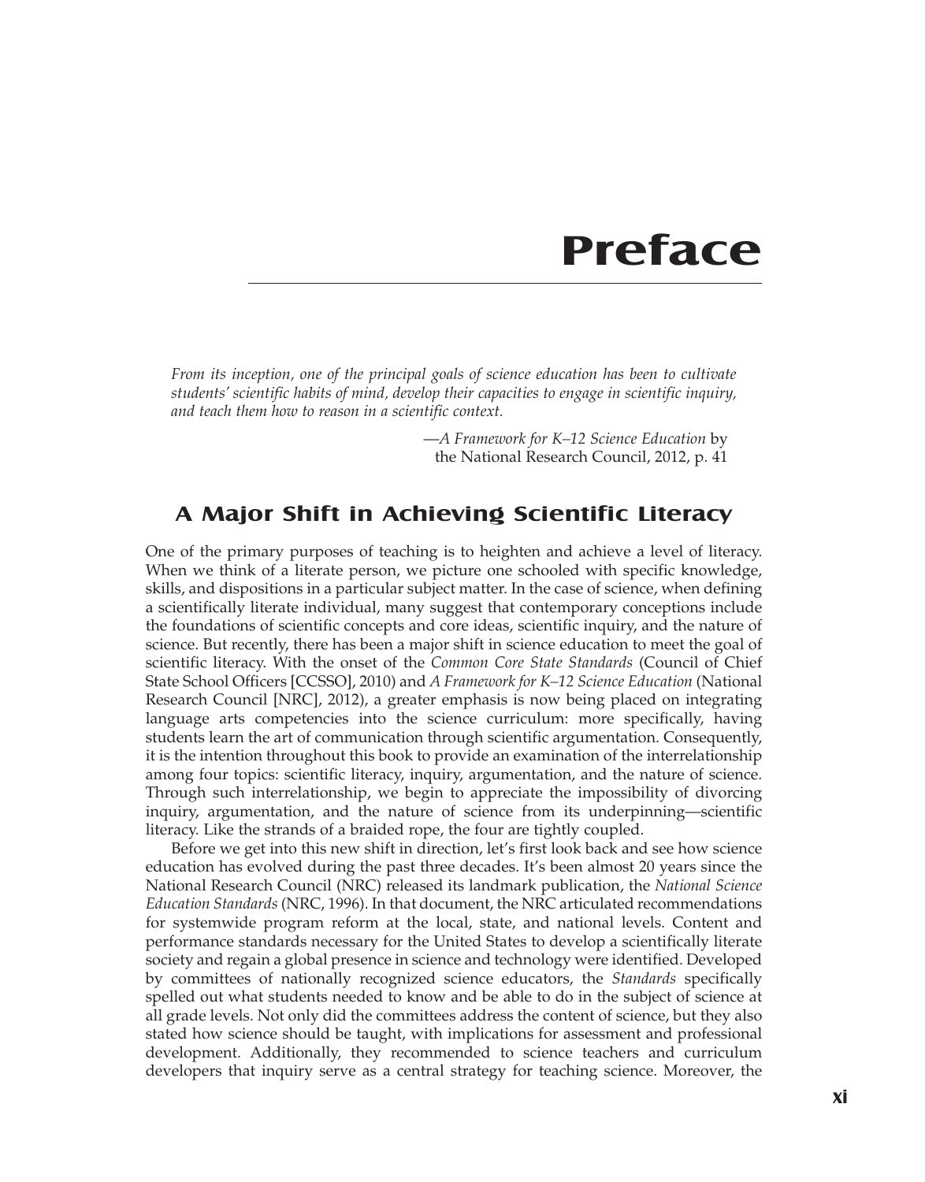# Preface

*From its inception, one of the principal goals of science education has been to cultivate students' scientific habits of mind, develop their capacities to engage in scientific inquiry, and teach them how to reason in a scientific context.*

—*A Framework for K–12 Science Education* by the National Research Council, 2012, p. 41

## A Major Shift in Achieving Scientific Literacy

One of the primary purposes of teaching is to heighten and achieve a level of literacy. When we think of a literate person, we picture one schooled with specific knowledge, skills, and dispositions in a particular subject matter. In the case of science, when defining a scientifically literate individual, many suggest that contemporary conceptions include the foundations of scientific concepts and core ideas, scientific inquiry, and the nature of science. But recently, there has been a major shift in science education to meet the goal of scientific literacy. With the onset of the *Common Core State Standards* (Council of Chief State School Officers [CCSSO], 2010) and *A Framework for K–12 Science Education* (National Research Council [NRC], 2012), a greater emphasis is now being placed on integrating language arts competencies into the science curriculum: more specifically, having students learn the art of communication through scientific argumentation. Consequently, it is the intention throughout this book to provide an examination of the interrelationship among four topics: scientific literacy, inquiry, argumentation, and the nature of science. Through such interrelationship, we begin to appreciate the impossibility of divorcing inquiry, argumentation, and the nature of science from its underpinning—scientific literacy. Like the strands of a braided rope, the four are tightly coupled.

Before we get into this new shift in direction, let's first look back and see how science education has evolved during the past three decades. It's been almost 20 years since the National Research Council (NRC) released its landmark publication, the *National Science Education Standards* (NRC, 1996). In that document, the NRC articulated recommendations for systemwide program reform at the local, state, and national levels. Content and performance standards necessary for the United States to develop a scientifically literate society and regain a global presence in science and technology were identified. Developed by committees of nationally recognized science educators, the *Standards* specifically spelled out what students needed to know and be able to do in the subject of science at all grade levels. Not only did the committees address the content of science, but they also stated how science should be taught, with implications for assessment and professional development. Additionally, they recommended to science teachers and curriculum developers that inquiry serve as a central strategy for teaching science. Moreover, the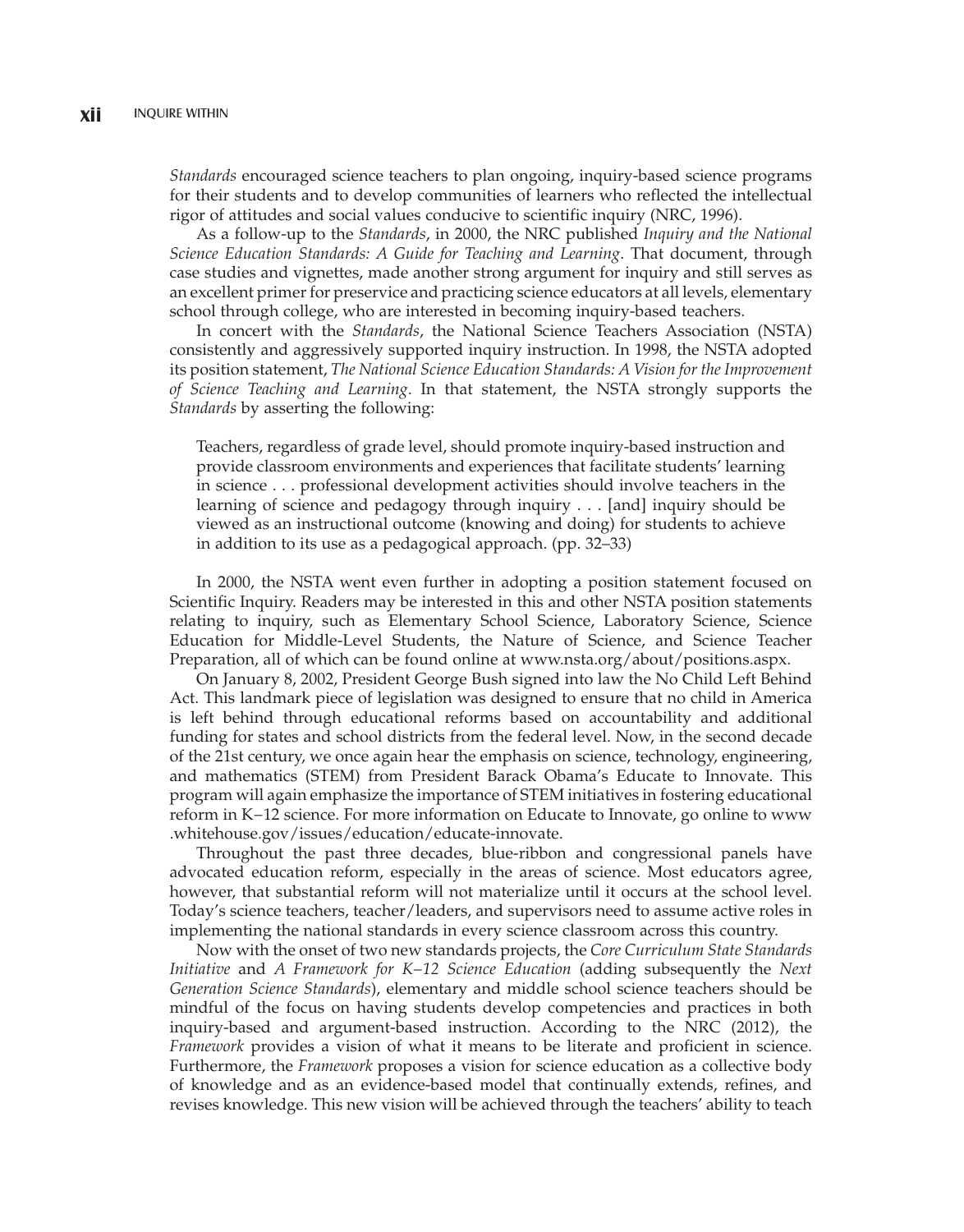*Standards* encouraged science teachers to plan ongoing, inquiry-based science programs for their students and to develop communities of learners who reflected the intellectual rigor of attitudes and social values conducive to scientific inquiry (NRC, 1996).

As a follow-up to the *Standards*, in 2000, the NRC published *Inquiry and the National Science Education Standards: A Guide for Teaching and Learning*. That document, through case studies and vignettes, made another strong argument for inquiry and still serves as an excellent primer for preservice and practicing science educators at all levels, elementary school through college, who are interested in becoming inquiry-based teachers.

In concert with the *Standards*, the National Science Teachers Association (NSTA) consistently and aggressively supported inquiry instruction. In 1998, the NSTA adopted its position statement, *The National Science Education Standards: A Vision for the Improvement of Science Teaching and Learning*. In that statement, the NSTA strongly supports the *Standards* by asserting the following:

> Teachers, regardless of grade level, should promote inquiry-based instruction and provide classroom environments and experiences that facilitate students' learning in science . . . professional development activities should involve teachers in the learning of science and pedagogy through inquiry . . . [and] inquiry should be viewed as an instructional outcome (knowing and doing) for students to achieve in addition to its use as a pedagogical approach. (pp. 32–33)

In 2000, the NSTA went even further in adopting a position statement focused on Scientific Inquiry. Readers may be interested in this and other NSTA position statements relating to inquiry, such as Elementary School Science, Laboratory Science, Science Education for Middle-Level Students, the Nature of Science, and Science Teacher Preparation, all of which can be found online at www.nsta.org/about/positions.aspx.

On January 8, 2002, President George Bush signed into law the No Child Left Behind Act. This landmark piece of legislation was designed to ensure that no child in America is left behind through educational reforms based on accountability and additional funding for states and school districts from the federal level. Now, in the second decade of the 21st century, we once again hear the emphasis on science, technology, engineering, and mathematics (STEM) from President Barack Obama's Educate to Innovate. This program will again emphasize the importance of STEM initiatives in fostering educational reform in K−12 science. For more information on Educate to Innovate, go online to www.whitehouse.gov/issues/education/educate-innovate.

Throughout the past three decades, blue-ribbon and congressional panels have advocated education reform, especially in the areas of science. Most educators agree, however, that substantial reform will not materialize until it occurs at the school level. Today's science teachers, teacher/leaders, and supervisors need to assume active roles in implementing the national standards in every science classroom across this country.

Now with the onset of two new standards projects, the *Core Curriculum State Standards Initiative* and *A Framework for K–12 Science Education* (adding subsequently the *Next Generation Science Standards*), elementary and middle school science teachers should be mindful of the focus on having students develop competencies and practices in both inquiry-based and argument-based instruction. According to the NRC (2012), the *Framework* provides a vision of what it means to be literate and proficient in science. Furthermore, the *Framework* proposes a vision for science education as a collective body of knowledge and as an evidence-based model that continually extends, refines, and revises knowledge. This new vision will be achieved through the teachers' ability to teach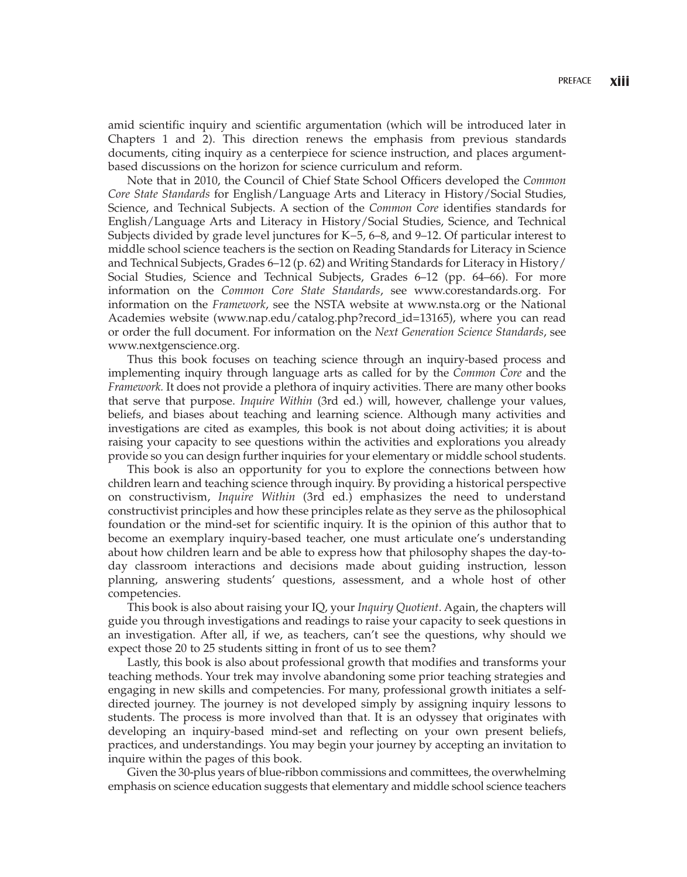amid scientific inquiry and scientific argumentation (which will be introduced later in Chapters 1 and 2). This direction renews the emphasis from previous standards documents, citing inquiry as a centerpiece for science instruction, and places argument-based discussions on the horizon for science curriculum and reform.

Note that in 2010, the Council of Chief State School Officers developed the *Common Core State Standards* for English/Language Arts and Literacy in History/Social Studies, Science, and Technical Subjects. A section of the *Common Core* identifies standards for English/Language Arts and Literacy in History/Social Studies, Science, and Technical Subjects divided by grade level junctures for K–5, 6–8, and 9–12. Of particular interest to middle school science teachers is the section on Reading Standards for Literacy in Science and Technical Subjects, Grades 6–12 (p. 62) and Writing Standards for Literacy in History/Social Studies, Science and Technical Subjects, Grades 6–12 (pp. 64–66). For more information on the *Common Core State Standards*, see www.corestandards.org. For information on the *Framework*, see the NSTA website at www.nsta.org or the National Academies website (www.nap.edu/catalog.php?record_id=13165), where you can read or order the full document. For information on the *Next Generation Science Standards*, see www.nextgenscience.org.

Thus this book focuses on teaching science through an inquiry-based process and implementing inquiry through language arts as called for by the *Common Core* and the *Framework.* It does not provide a plethora of inquiry activities. There are many other books that serve that purpose. *Inquire Within* (3rd ed.) will, however, challenge your values, beliefs, and biases about teaching and learning science. Although many activities and investigations are cited as examples, this book is not about doing activities; it is about raising your capacity to see questions within the activities and explorations you already provide so you can design further inquiries for your elementary or middle school students.

This book is also an opportunity for you to explore the connections between how children learn and teaching science through inquiry. By providing a historical perspective on constructivism, *Inquire Within* (3rd ed.) emphasizes the need to understand constructivist principles and how these principles relate as they serve as the philosophical foundation or the mind-set for scientific inquiry. It is the opinion of this author that to become an exemplary inquiry-based teacher, one must articulate one's understanding about how children learn and be able to express how that philosophy shapes the day-to-day classroom interactions and decisions made about guiding instruction, lesson planning, answering students' questions, assessment, and a whole host of other competencies.

This book is also about raising your IQ, your *Inquiry Quotient*. Again, the chapters will guide you through investigations and readings to raise your capacity to seek questions in an investigation. After all, if we, as teachers, can't see the questions, why should we expect those 20 to 25 students sitting in front of us to see them?

Lastly, this book is also about professional growth that modifies and transforms your teaching methods. Your trek may involve abandoning some prior teaching strategies and engaging in new skills and competencies. For many, professional growth initiates a self-directed journey. The journey is not developed simply by assigning inquiry lessons to students. The process is more involved than that. It is an odyssey that originates with developing an inquiry-based mind-set and reflecting on your own present beliefs, practices, and understandings. You may begin your journey by accepting an invitation to inquire within the pages of this book.

Given the 30-plus years of blue-ribbon commissions and committees, the overwhelming emphasis on science education suggests that elementary and middle school science teachers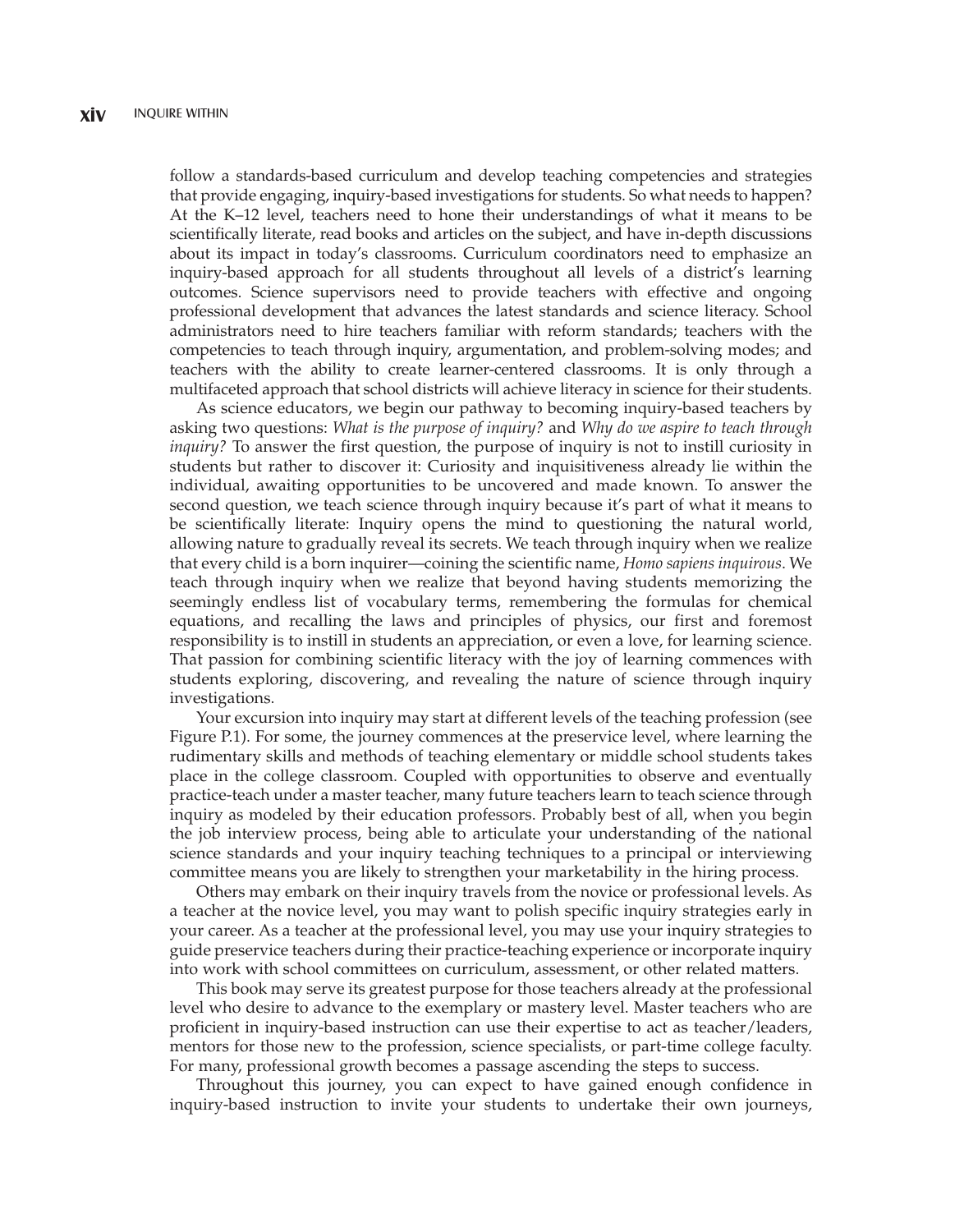follow a standards-based curriculum and develop teaching competencies and strategies that provide engaging, inquiry-based investigations for students. So what needs to happen? At the K–12 level, teachers need to hone their understandings of what it means to be scientifically literate, read books and articles on the subject, and have in-depth discussions about its impact in today's classrooms. Curriculum coordinators need to emphasize an inquiry-based approach for all students throughout all levels of a district's learning outcomes. Science supervisors need to provide teachers with effective and ongoing professional development that advances the latest standards and science literacy. School administrators need to hire teachers familiar with reform standards; teachers with the competencies to teach through inquiry, argumentation, and problem-solving modes; and teachers with the ability to create learner-centered classrooms. It is only through a multifaceted approach that school districts will achieve literacy in science for their students.

As science educators, we begin our pathway to becoming inquiry-based teachers by asking two questions: *What is the purpose of inquiry?* and *Why do we aspire to teach through inquiry?* To answer the first question, the purpose of inquiry is not to instill curiosity in students but rather to discover it: Curiosity and inquisitiveness already lie within the individual, awaiting opportunities to be uncovered and made known. To answer the second question, we teach science through inquiry because it's part of what it means to be scientifically literate: Inquiry opens the mind to questioning the natural world, allowing nature to gradually reveal its secrets. We teach through inquiry when we realize that every child is a born inquirer—coining the scientific name, *Homo sapiens inquirous*. We teach through inquiry when we realize that beyond having students memorizing the seemingly endless list of vocabulary terms, remembering the formulas for chemical equations, and recalling the laws and principles of physics, our first and foremost responsibility is to instill in students an appreciation, or even a love, for learning science. That passion for combining scientific literacy with the joy of learning commences with students exploring, discovering, and revealing the nature of science through inquiry investigations.

Your excursion into inquiry may start at different levels of the teaching profession (see Figure P.1). For some, the journey commences at the preservice level, where learning the rudimentary skills and methods of teaching elementary or middle school students takes place in the college classroom. Coupled with opportunities to observe and eventually practice-teach under a master teacher, many future teachers learn to teach science through inquiry as modeled by their education professors. Probably best of all, when you begin the job interview process, being able to articulate your understanding of the national science standards and your inquiry teaching techniques to a principal or interviewing committee means you are likely to strengthen your marketability in the hiring process.

Others may embark on their inquiry travels from the novice or professional levels. As a teacher at the novice level, you may want to polish specific inquiry strategies early in your career. As a teacher at the professional level, you may use your inquiry strategies to guide preservice teachers during their practice-teaching experience or incorporate inquiry into work with school committees on curriculum, assessment, or other related matters.

This book may serve its greatest purpose for those teachers already at the professional level who desire to advance to the exemplary or mastery level. Master teachers who are proficient in inquiry-based instruction can use their expertise to act as teacher/leaders, mentors for those new to the profession, science specialists, or part-time college faculty. For many, professional growth becomes a passage ascending the steps to success.

Throughout this journey, you can expect to have gained enough confidence in inquiry-based instruction to invite your students to undertake their own journeys,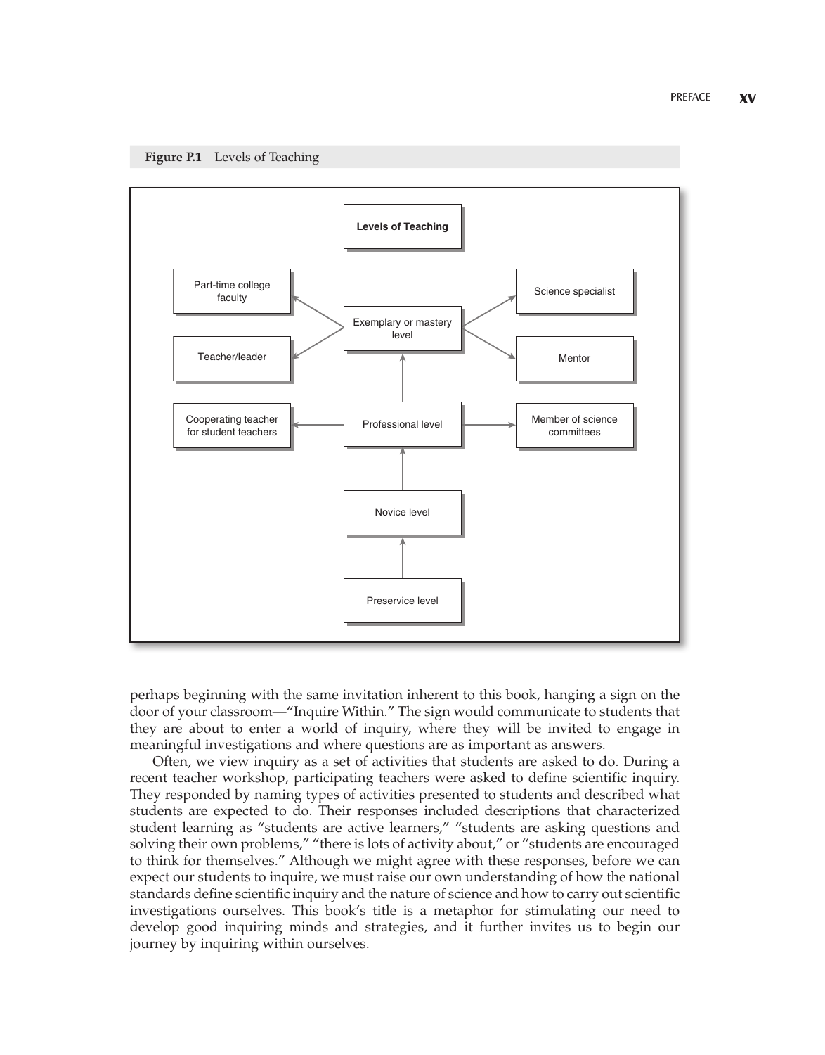**Figure P.1** Levels of Teaching

perhaps beginning with the same invitation inherent to this book, hanging a sign on the door of your classroom—"Inquire Within." The sign would communicate to students that they are about to enter a world of inquiry, where they will be invited to engage in meaningful investigations and where questions are as important as answers.

Often, we view inquiry as a set of activities that students are asked to do. During a recent teacher workshop, participating teachers were asked to define scientific inquiry. They responded by naming types of activities presented to students and described what students are expected to do. Their responses included descriptions that characterized student learning as "students are active learners," "students are asking questions and solving their own problems," "there is lots of activity about," or "students are encouraged to think for themselves." Although we might agree with these responses, before we can expect our students to inquire, we must raise our own understanding of how the national standards define scientific inquiry and the nature of science and how to carry out scientific investigations ourselves. This book's title is a metaphor for stimulating our need to develop good inquiring minds and strategies, and it further invites us to begin our journey by inquiring within ourselves.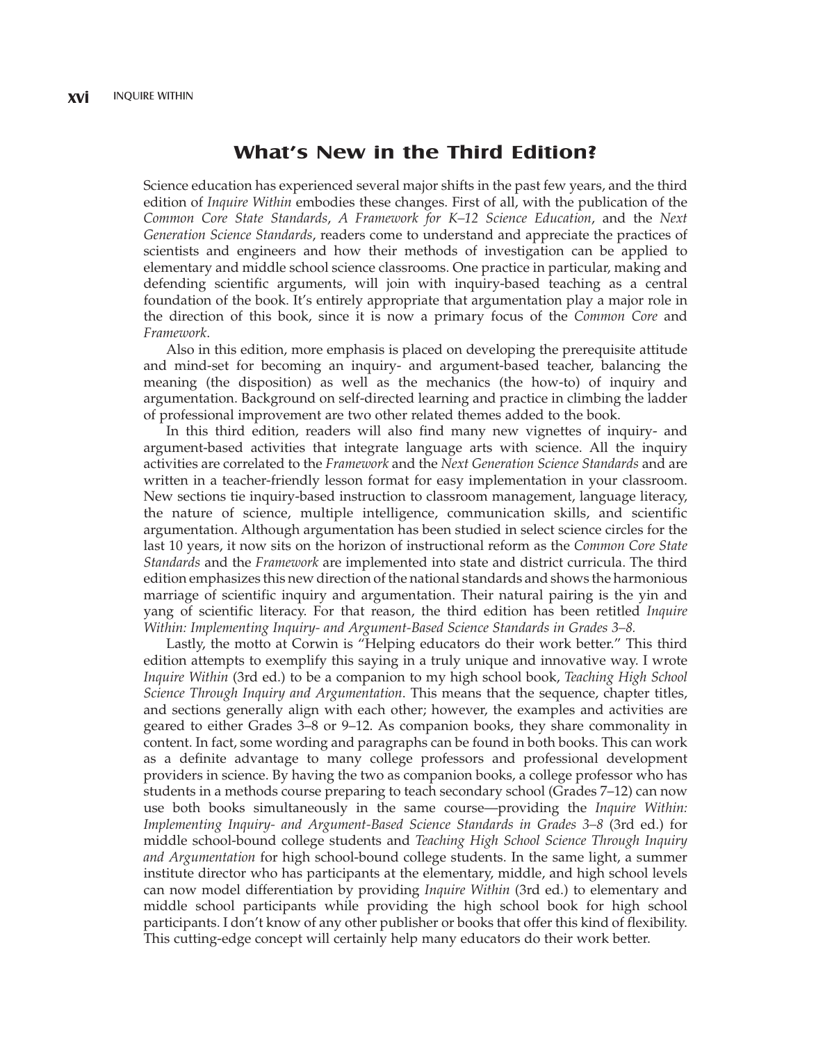## What's New in the Third Edition?

Science education has experienced several major shifts in the past few years, and the third edition of *Inquire Within* embodies these changes. First of all, with the publication of the *Common Core State Standards*, *A Framework for K–12 Science Education*, and the *Next Generation Science Standards*, readers come to understand and appreciate the practices of scientists and engineers and how their methods of investigation can be applied to elementary and middle school science classrooms. One practice in particular, making and defending scientific arguments, will join with inquiry-based teaching as a central foundation of the book. It's entirely appropriate that argumentation play a major role in the direction of this book, since it is now a primary focus of the *Common Core* and *Framework*.

Also in this edition, more emphasis is placed on developing the prerequisite attitude and mind-set for becoming an inquiry- and argument-based teacher, balancing the meaning (the disposition) as well as the mechanics (the how-to) of inquiry and argumentation. Background on self-directed learning and practice in climbing the ladder of professional improvement are two other related themes added to the book.

In this third edition, readers will also find many new vignettes of inquiry- and argument-based activities that integrate language arts with science. All the inquiry activities are correlated to the *Framework* and the *Next Generation Science Standards* and are written in a teacher-friendly lesson format for easy implementation in your classroom. New sections tie inquiry-based instruction to classroom management, language literacy, the nature of science, multiple intelligence, communication skills, and scientific argumentation. Although argumentation has been studied in select science circles for the last 10 years, it now sits on the horizon of instructional reform as the *Common Core State Standards* and the *Framework* are implemented into state and district curricula. The third edition emphasizes this new direction of the national standards and shows the harmonious marriage of scientific inquiry and argumentation. Their natural pairing is the yin and yang of scientific literacy. For that reason, the third edition has been retitled *Inquire Within: Implementing Inquiry- and Argument-Based Science Standards in Grades 3–8.*

Lastly, the motto at Corwin is "Helping educators do their work better." This third edition attempts to exemplify this saying in a truly unique and innovative way. I wrote *Inquire Within* (3rd ed.) to be a companion to my high school book, *Teaching High School Science Through Inquiry and Argumentation*. This means that the sequence, chapter titles, and sections generally align with each other; however, the examples and activities are geared to either Grades 3–8 or 9–12. As companion books, they share commonality in content. In fact, some wording and paragraphs can be found in both books. This can work as a definite advantage to many college professors and professional development providers in science. By having the two as companion books, a college professor who has students in a methods course preparing to teach secondary school (Grades 7–12) can now use both books simultaneously in the same course—providing the *Inquire Within: Implementing Inquiry- and Argument-Based Science Standards in Grades 3–8* (3rd ed.) for middle school-bound college students and *Teaching High School Science Through Inquiry and Argumentation* for high school-bound college students. In the same light, a summer institute director who has participants at the elementary, middle, and high school levels can now model differentiation by providing *Inquire Within* (3rd ed.) to elementary and middle school participants while providing the high school book for high school participants. I don't know of any other publisher or books that offer this kind of flexibility. This cutting-edge concept will certainly help many educators do their work better.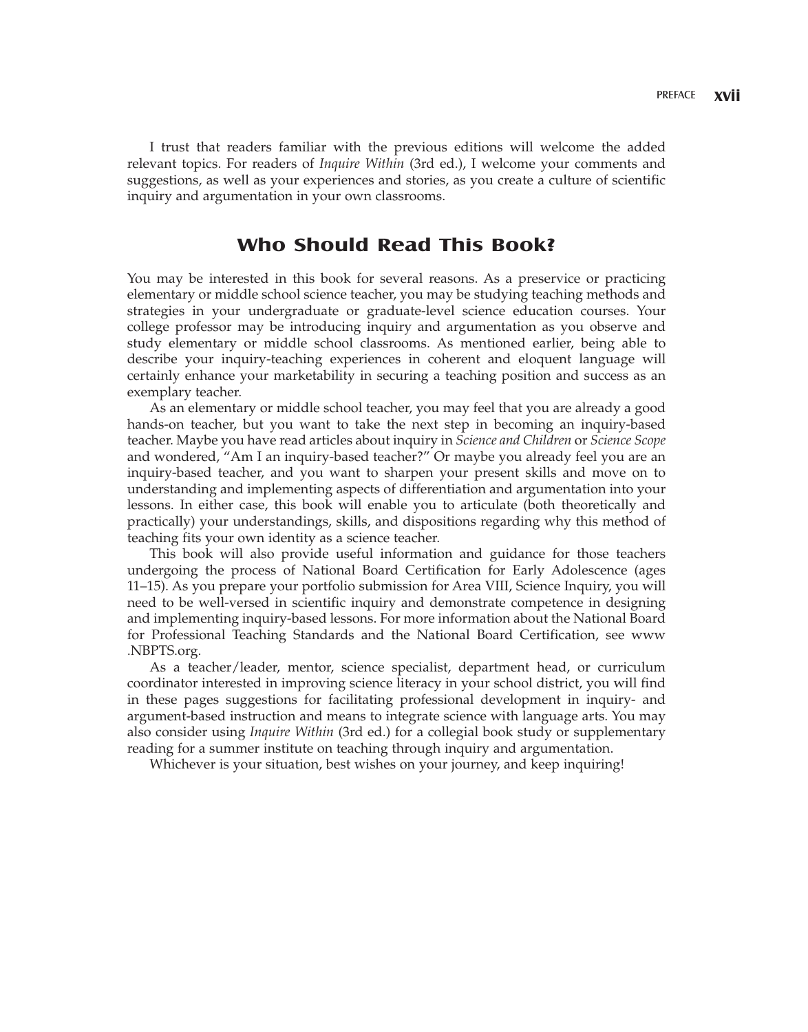I trust that readers familiar with the previous editions will welcome the added relevant topics. For readers of *Inquire Within* (3rd ed.), I welcome your comments and suggestions, as well as your experiences and stories, as you create a culture of scientific inquiry and argumentation in your own classrooms.

## Who Should Read This Book?

You may be interested in this book for several reasons. As a preservice or practicing elementary or middle school science teacher, you may be studying teaching methods and strategies in your undergraduate or graduate-level science education courses. Your college professor may be introducing inquiry and argumentation as you observe and study elementary or middle school classrooms. As mentioned earlier, being able to describe your inquiry-teaching experiences in coherent and eloquent language will certainly enhance your marketability in securing a teaching position and success as an exemplary teacher.

As an elementary or middle school teacher, you may feel that you are already a good hands-on teacher, but you want to take the next step in becoming an inquiry-based teacher. Maybe you have read articles about inquiry in *Science and Children* or *Science Scope* and wondered, "Am I an inquiry-based teacher?" Or maybe you already feel you are an inquiry-based teacher, and you want to sharpen your present skills and move on to understanding and implementing aspects of differentiation and argumentation into your lessons. In either case, this book will enable you to articulate (both theoretically and practically) your understandings, skills, and dispositions regarding why this method of teaching fits your own identity as a science teacher.

This book will also provide useful information and guidance for those teachers undergoing the process of National Board Certification for Early Adolescence (ages 11–15). As you prepare your portfolio submission for Area VIII, Science Inquiry, you will need to be well-versed in scientific inquiry and demonstrate competence in designing and implementing inquiry-based lessons. For more information about the National Board for Professional Teaching Standards and the National Board Certification, see www.NBPTS.org.

As a teacher/leader, mentor, science specialist, department head, or curriculum coordinator interested in improving science literacy in your school district, you will find in these pages suggestions for facilitating professional development in inquiry- and argument-based instruction and means to integrate science with language arts. You may also consider using *Inquire Within* (3rd ed.) for a collegial book study or supplementary reading for a summer institute on teaching through inquiry and argumentation.

Whichever is your situation, best wishes on your journey, and keep inquiring!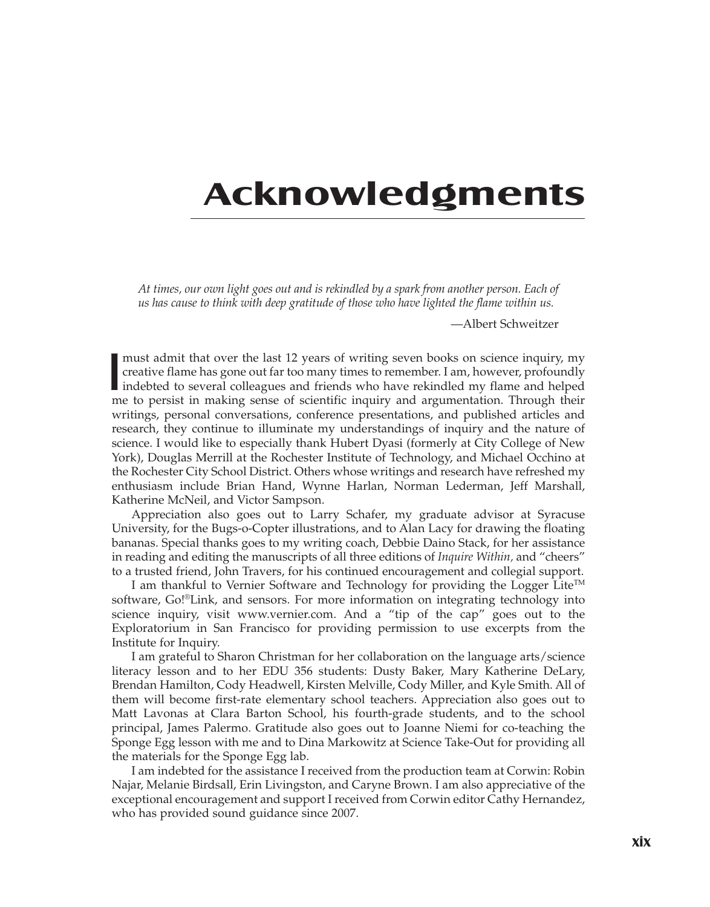# Acknowledgments

*At times, our own light goes out and is rekindled by a spark from another person. Each of us has cause to think with deep gratitude of those who have lighted the flame within us.*

—Albert Schweitzer

I must admit that over the last 12 years of writing seven books on science inquiry, my creative flame has gone out far too many times to remember. I am, however, profoundly indebted to several colleagues and friends who have rekindled my flame and helped me to persist in making sense of scientific inquiry and argumentation. Through their writings, personal conversations, conference presentations, and published articles and research, they continue to illuminate my understandings of inquiry and the nature of science. I would like to especially thank Hubert Dyasi (formerly at City College of New York), Douglas Merrill at the Rochester Institute of Technology, and Michael Occhino at the Rochester City School District. Others whose writings and research have refreshed my enthusiasm include Brian Hand, Wynne Harlan, Norman Lederman, Jeff Marshall, Katherine McNeil, and Victor Sampson.

Appreciation also goes out to Larry Schafer, my graduate advisor at Syracuse University, for the Bugs-o-Copter illustrations, and to Alan Lacy for drawing the floating bananas. Special thanks goes to my writing coach, Debbie Daino Stack, for her assistance in reading and editing the manuscripts of all three editions of *Inquire Within,* and "cheers" to a trusted friend, John Travers, for his continued encouragement and collegial support.

I am thankful to Vernier Software and Technology for providing the Logger Lite™ software, Go!®Link, and sensors. For more information on integrating technology into science inquiry, visit www.vernier.com. And a "tip of the cap" goes out to the Exploratorium in San Francisco for providing permission to use excerpts from the Institute for Inquiry.

I am grateful to Sharon Christman for her collaboration on the language arts/science literacy lesson and to her EDU 356 students: Dusty Baker, Mary Katherine DeLary, Brendan Hamilton, Cody Headwell, Kirsten Melville, Cody Miller, and Kyle Smith. All of them will become first-rate elementary school teachers. Appreciation also goes out to Matt Lavonas at Clara Barton School, his fourth-grade students, and to the school principal, James Palermo. Gratitude also goes out to Joanne Niemi for co-teaching the Sponge Egg lesson with me and to Dina Markowitz at Science Take-Out for providing all the materials for the Sponge Egg lab.

I am indebted for the assistance I received from the production team at Corwin: Robin Najar, Melanie Birdsall, Erin Livingston, and Caryne Brown. I am also appreciative of the exceptional encouragement and support I received from Corwin editor Cathy Hernandez, who has provided sound guidance since 2007.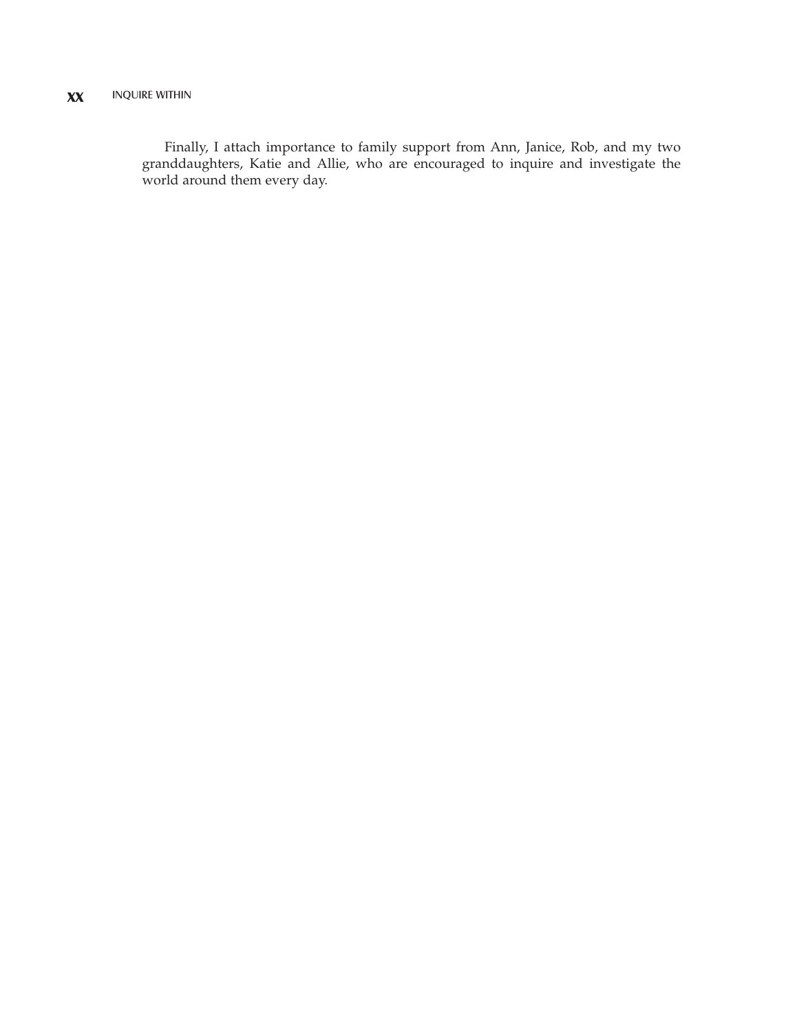Finally, I attach importance to family support from Ann, Janice, Rob, and my two granddaughters, Katie and Allie, who are encouraged to inquire and investigate the world around them every day.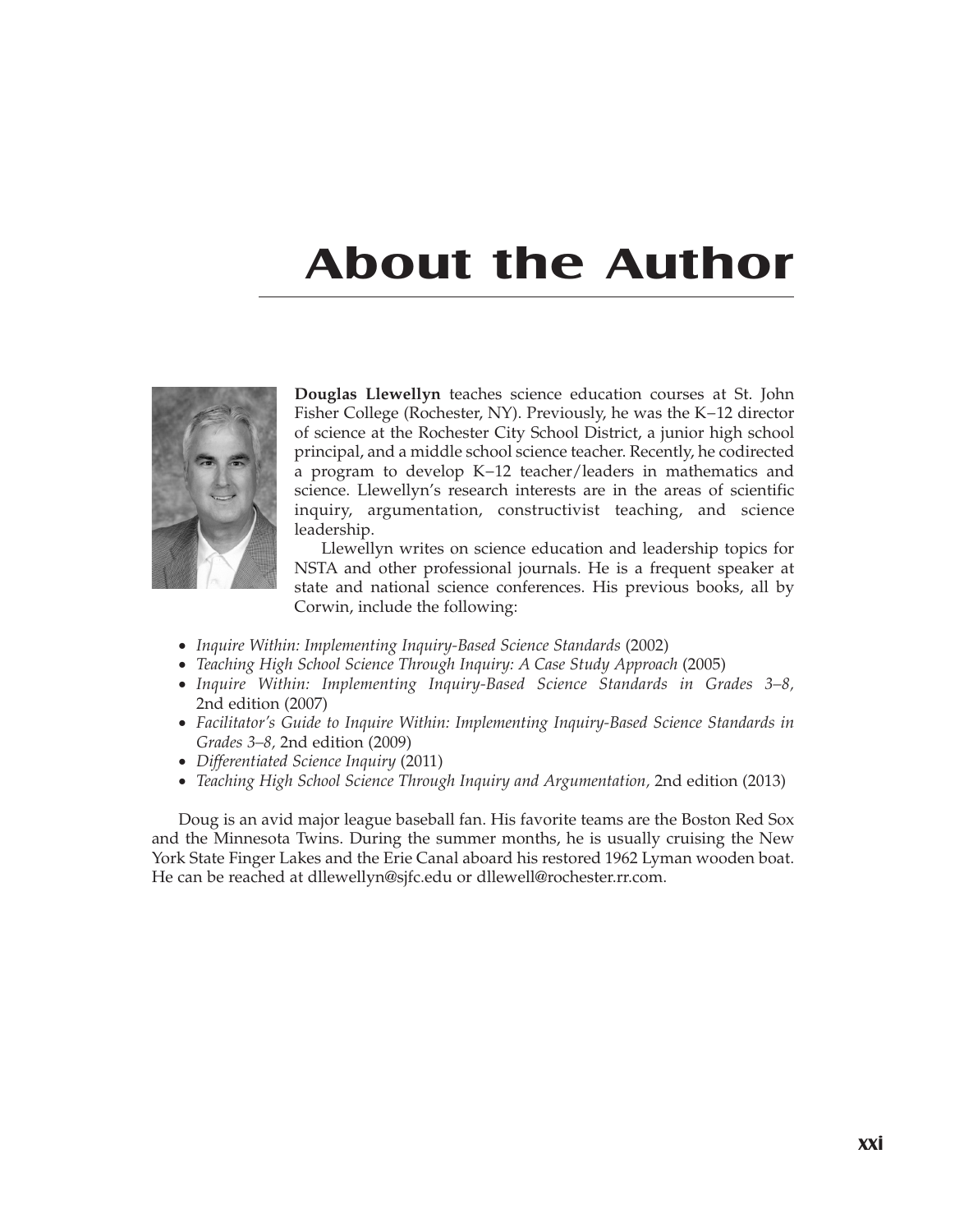# About the Author

**Douglas Llewellyn** teaches science education courses at St. John Fisher College (Rochester, NY). Previously, he was the K–12 director of science at the Rochester City School District, a junior high school principal, and a middle school science teacher. Recently, he codirected a program to develop K–12 teacher/leaders in mathematics and science. Llewellyn's research interests are in the areas of scientific inquiry, argumentation, constructivist teaching, and science leadership.

Llewellyn writes on science education and leadership topics for NSTA and other professional journals. He is a frequent speaker at state and national science conferences. His previous books, all by Corwin, include the following:

- *Inquire Within: Implementing Inquiry-Based Science Standards* (2002)
- *Teaching High School Science Through Inquiry: A Case Study Approach* (2005)
- *Inquire Within: Implementing Inquiry-Based Science Standards in Grades 3–8,* 2nd edition (2007)
- *Facilitator's Guide to Inquire Within: Implementing Inquiry-Based Science Standards in Grades 3–8,* 2nd edition (2009)
- *Differentiated Science Inquiry* (2011)
- *Teaching High School Science Through Inquiry and Argumentation,* 2nd edition (2013)

Doug is an avid major league baseball fan. His favorite teams are the Boston Red Sox and the Minnesota Twins. During the summer months, he is usually cruising the New York State Finger Lakes and the Erie Canal aboard his restored 1962 Lyman wooden boat. He can be reached at dllewellyn@sjfc.edu or dllewell@rochester.rr.com.